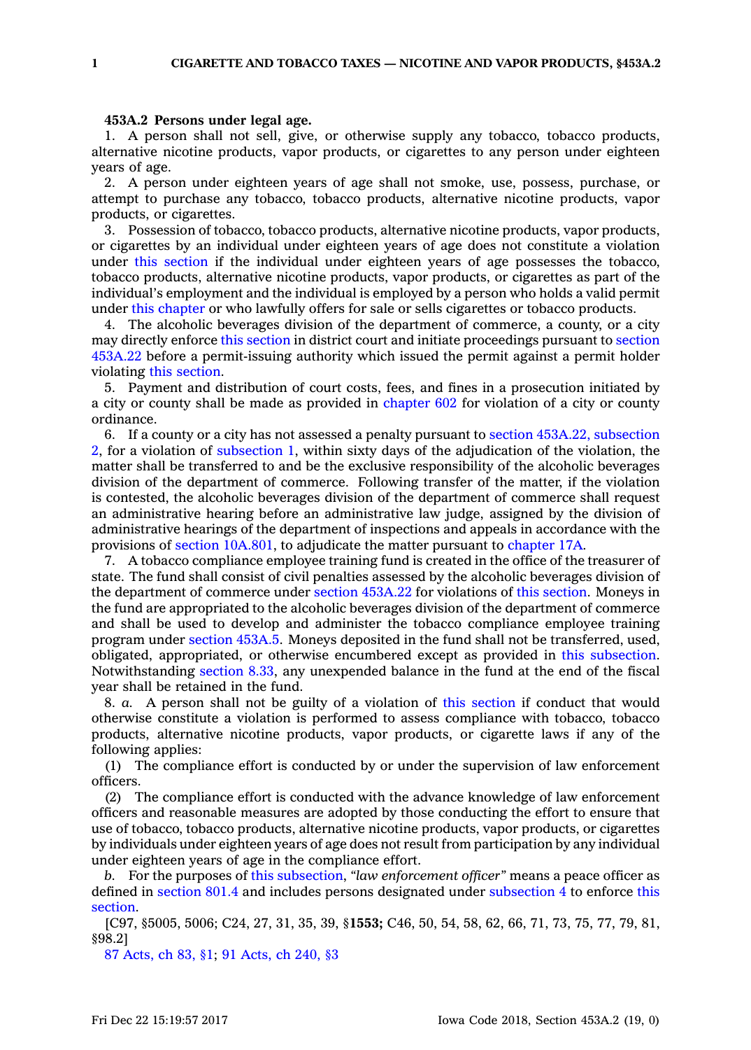**453A.2 Persons under legal age.**

1. A person shall not sell, give, or otherwise supply any tobacco, tobacco products, alternative nicotine products, vapor products, or cigarettes to any person under eighteen years of age.

2. A person under eighteen years of age shall not smoke, use, possess, purchase, or attempt to purchase any tobacco, tobacco products, alternative nicotine products, vapor products, or cigarettes.

3. Possession of tobacco, tobacco products, alternative nicotine products, vapor products, or cigarettes by an individual under eighteen years of age does not constitute a violation under this section if the individual under eighteen years of age possesses the tobacco, tobacco products, alternative nicotine products, vapor products, or cigarettes as part of the individual's employment and the individual is employed by a person who holds a valid permit under this chapter or who lawfully offers for sale or sells cigarettes or tobacco products.

4. The alcoholic beverages division of the department of commerce, a county, or a city may directly enforce this section in district court and initiate proceedings pursuant to section 453A.22 before a permit-issuing authority which issued the permit against a permit holder violating this section.

5. Payment and distribution of court costs, fees, and fines in a prosecution initiated by a city or county shall be made as provided in chapter 602 for violation of a city or county ordinance.

6. If a county or a city has not assessed a penalty pursuant to section 453A.22, subsection 2, for a violation of subsection 1, within sixty days of the adjudication of the violation, the matter shall be transferred to and be the exclusive responsibility of the alcoholic beverages division of the department of commerce. Following transfer of the matter, if the violation is contested, the alcoholic beverages division of the department of commerce shall request an administrative hearing before an administrative law judge, assigned by the division of administrative hearings of the department of inspections and appeals in accordance with the provisions of section 10A.801, to adjudicate the matter pursuant to chapter 17A.

7. A tobacco compliance employee training fund is created in the office of the treasurer of state. The fund shall consist of civil penalties assessed by the alcoholic beverages division of the department of commerce under section 453A.22 for violations of this section. Moneys in the fund are appropriated to the alcoholic beverages division of the department of commerce and shall be used to develop and administer the tobacco compliance employee training program under section 453A.5. Moneys deposited in the fund shall not be transferred, used, obligated, appropriated, or otherwise encumbered except as provided in this subsection. Notwithstanding section 8.33, any unexpended balance in the fund at the end of the fiscal year shall be retained in the fund.

8. *a.* A person shall not be guilty of a violation of this section if conduct that would otherwise constitute a violation is performed to assess compliance with tobacco, tobacco products, alternative nicotine products, vapor products, or cigarette laws if any of the following applies:

(1) The compliance effort is conducted by or under the supervision of law enforcement officers.

(2) The compliance effort is conducted with the advance knowledge of law enforcement officers and reasonable measures are adopted by those conducting the effort to ensure that use of tobacco, tobacco products, alternative nicotine products, vapor products, or cigarettes by individuals under eighteen years of age does not result from participation by any individual under eighteen years of age in the compliance effort.

*b.* For the purposes of this subsection, *"law enforcement officer"* means a peace officer as defined in section 801.4 and includes persons designated under subsection 4 to enforce this section.

[C97, §5005, 5006; C24, 27, 31, 35, 39, §**1553;** C46, 50, 54, 58, 62, 66, 71, 73, 75, 77, 79, 81, §98.2]

87 Acts, ch 83, §1; 91 Acts, ch 240, §3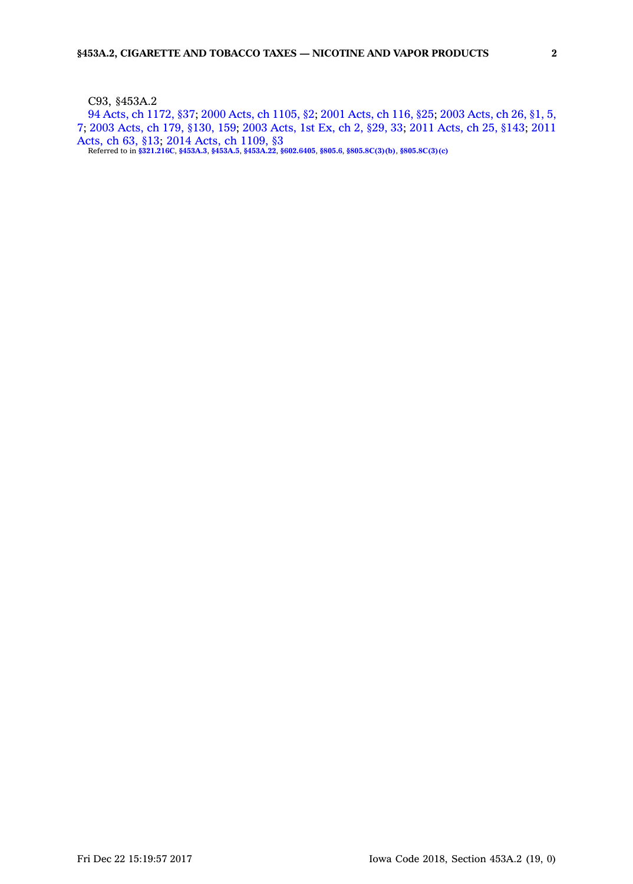C93, §453A.2

94 Acts, ch 1172, §37; 2000 Acts, ch 1105, §2; 2001 Acts, ch 116, §25; 2003 Acts, ch 26, §1, 5, 7; 2003 Acts, ch 179, §130, 159; 2003 Acts, 1st Ex, ch 2, §29, 33; 2011 Acts, ch 25, §143; 2011 Acts, ch 63, §13; 2014 Acts, ch 1109, §3

Referred to in §321.216C, §453A.3, §453A.5, §453A.22, §602.6405, §805.6, §805.8C(3)(b), §805.8C(3)(c)